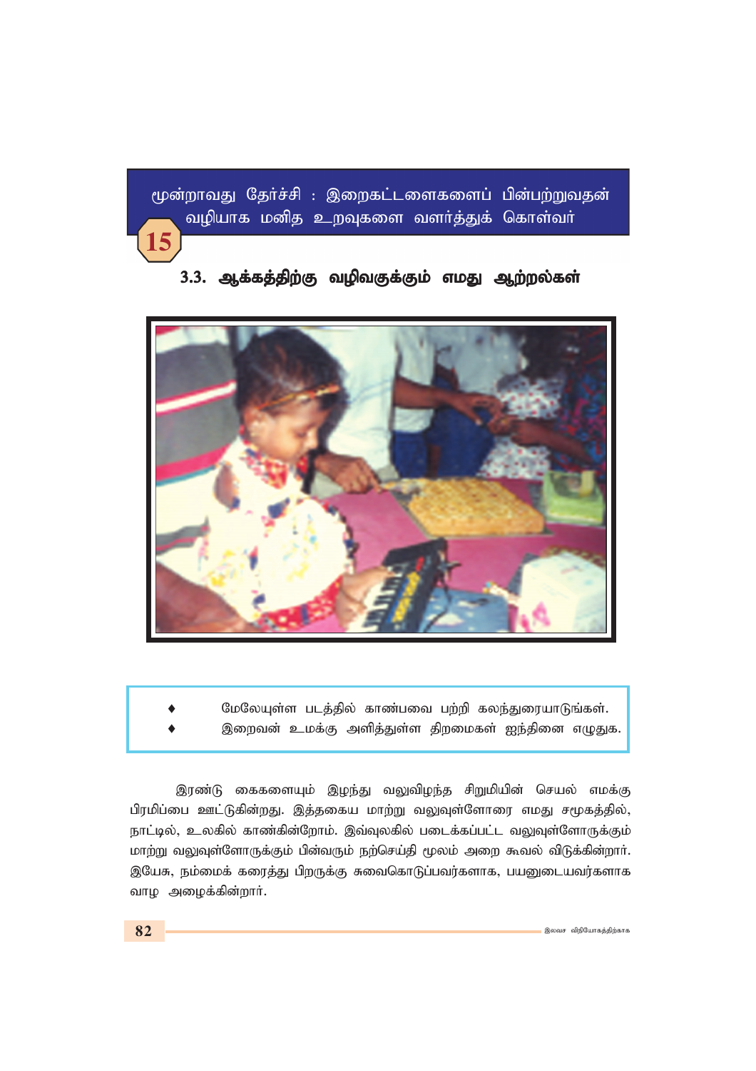மூன்றாவது தேர்ச்சி : இறைகட்டளைகளைப் பின்பற்றுவதன் வழியாக மனித உறவுகளை வளர்த்துக் கொள்வர்

**15**

## 3.3. ஆக்கத்திற்கு வழிவகுக்கும் எமது ஆற்றல்கள்

- மேலேயுள்ள படத்தில் காண்பவை பற்றி கலந்துரையாடுங்கள்.
- இறைவன் உமக்கு அளித்துள்ள திறமைகள் ஐந்தினை எழுதுக.

இரண்டு கைகளையும் இழந்து வலுவிழந்த சிறுமியின் செயல் எமக்கு பிரமிப்பை ஊட்டுகின்றது. இத்தகைய மாற்று வலுவுள்ளோரை எமது சமூகத்தில், நாட்டில், உலகில் காண்கின்றோம். இவ்வுலகில் படைக்கப்பட்ட வலுவுள்ளோருக்கும் மாற்று வலுவுள்ளோருக்கும் பின்வரும் நற்செய்தி மூலம் அறை கூவல் விடுக்கின்றார். இயேசு, நம்மைக் கரைத்து பிறருக்கு சுவைகொடுப்பவர்களாக, பயனுடையவர்களாக வாழ அழைக்கின்றார்.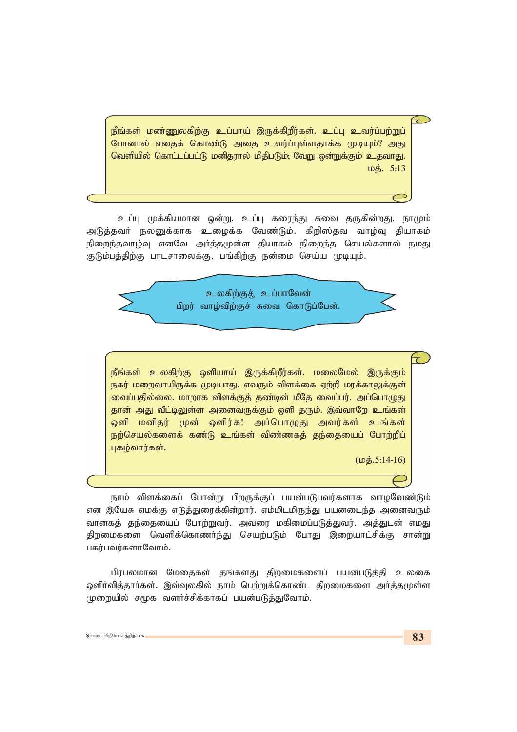நீங்கள் மண்ணுலகிற்கு உப்பாய் இருக்கிறீர்கள். உப்பு உவர்ப்பற்றுப் போனால் எதைக் கொண்டு அதை உவர்ப்புள்ளதாக்க முடியும்? அது வெளியில் கொட்டப்பட்டு மனிதரால் மிதிபடும்; வேறு ஒன்றுக்கும் உதவாது.

மத். 5:13

உப்பு முக்கியமான ஒன்று. உப்பு கரைந்து சுவை தருகின்றது. நாமும் அடுத்தவர் நலனுக்காக உழைக்க வேண்டும். கிறிஸ்தவ வாழ்வு தியாகம் நிறைந்தவாழ்வு எனவே அர்த்தமுள்ள தியாகம் நிறைந்த செயல்களால் நமது குடும்பத்திற்கு பாடசாலைக்கு, பங்கிற்கு நன்மை செய்ய முடியும்.

உலகிற்குத் உப்பாவேன்
பிறர் வாழ்விற்குச் சுவை கொடுப்பேன்.

நீங்கள் உலகிற்கு ஒளியாய் இருக்கிறீர்கள். மலைமேல் இருக்கும் நகர் மறைவாயிருக்க முடியாது. எவரும் விளக்கை ஏற்றி மரக்காலுக்குள் வைப்பதில்லை. மாறாக விளக்குத் தண்டின் மீதே வைப்பர். அப்பொழுது தான் அது வீட்டிலுள்ள அனைவருக்கும் ஒளி தரும். இவ்வாறே உங்கள் ஒளி மனிதர் முன் ஒளிர்க! அப்பொழுது அவர்கள் உங்கள் நற்செயல்களைக் கண்டு உங்கள் விண்ணகத் தந்தையைப் போற்றிப் புகழ்வார்கள்.

(மத்.5:14-16)

நாம் விளக்கைப் போன்று பிறருக்குப் பயன்படுபவர்களாக வாழவேண்டும் என இயேசு எமக்கு எடுத்துரைக்கின்றார். எம்மிடமிருந்து பயனடைந்த அனைவரும் வானகத் தந்தையைப் போற்றுவர். அவரை மகிமைப்படுத்துவர். அத்துடன் எமது திறமைகளை வெளிக்கொணர்ந்து செயற்படும் போது இறையாட்சிக்கு சான்று பகர்பவர்களாவோம்.

பிரபலமான மேதைகள் தங்களது திறமைகளைப் பயன்படுத்தி உலகை ஒளிர்வித்தார்கள். இவ்வுலகில் நாம் பெற்றுக்கொண்ட திறமைகளை அர்த்தமுள்ள முறையில் சமூக வளர்ச்சிக்காகப் பயன்படுத்துவோம்.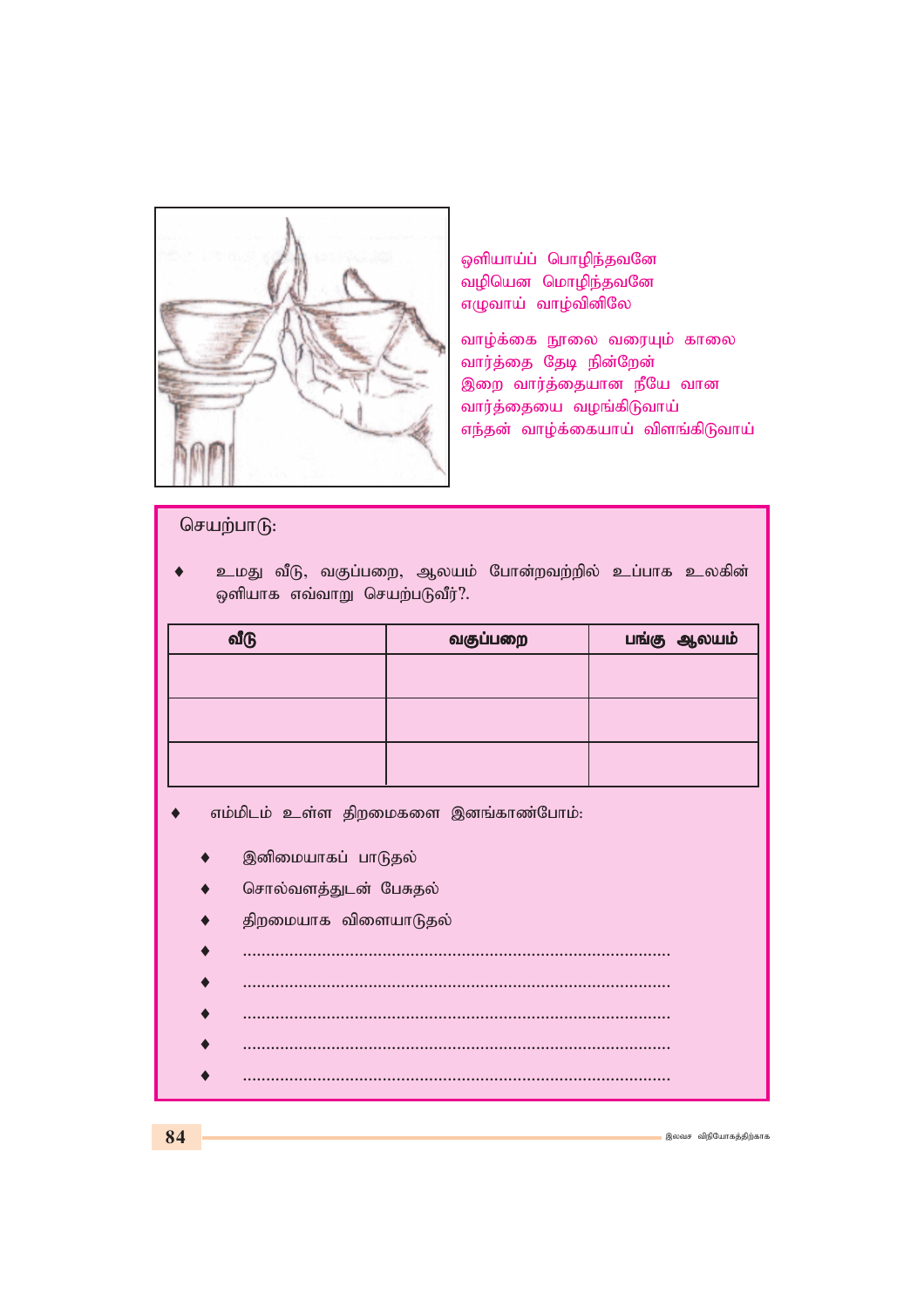ஒளியாய்ப் பொழிந்தவனே
வழியென மொழிந்தவனே
எழுவாய் வாழ்வினிலே

வாழ்க்கை நூலை வரையும் காலை
வார்த்தை தேடி நின்றேன்
இறை வார்த்தையான நீயே வான
வார்த்தையை வழங்கிடுவாய்
எந்தன் வாழ்க்கையாய் விளங்கிடுவாய்

செயற்பாடு:

- உமது வீடு, வகுப்பறை, ஆலயம் போன்றவற்றில் உப்பாக உலகின் ஒளியாக எவ்வாறு செயற்படுவீர்?.

| வீடு | வகுப்பறை | பங்கு ஆலயம் |
|---|---|---|
| | | |
| | | |
| | | |

- எம்மிடம் உள்ள திறமைகளை இனங்காண்போம்:
    - இனிமையாகப் பாடுதல்
    - சொல்வளத்துடன் பேசுதல்
    - திறமையாக விளையாடுதல்
    - ..........................................................................................
    - ..........................................................................................
    - ..........................................................................................
    - ..........................................................................................
    - ..........................................................................................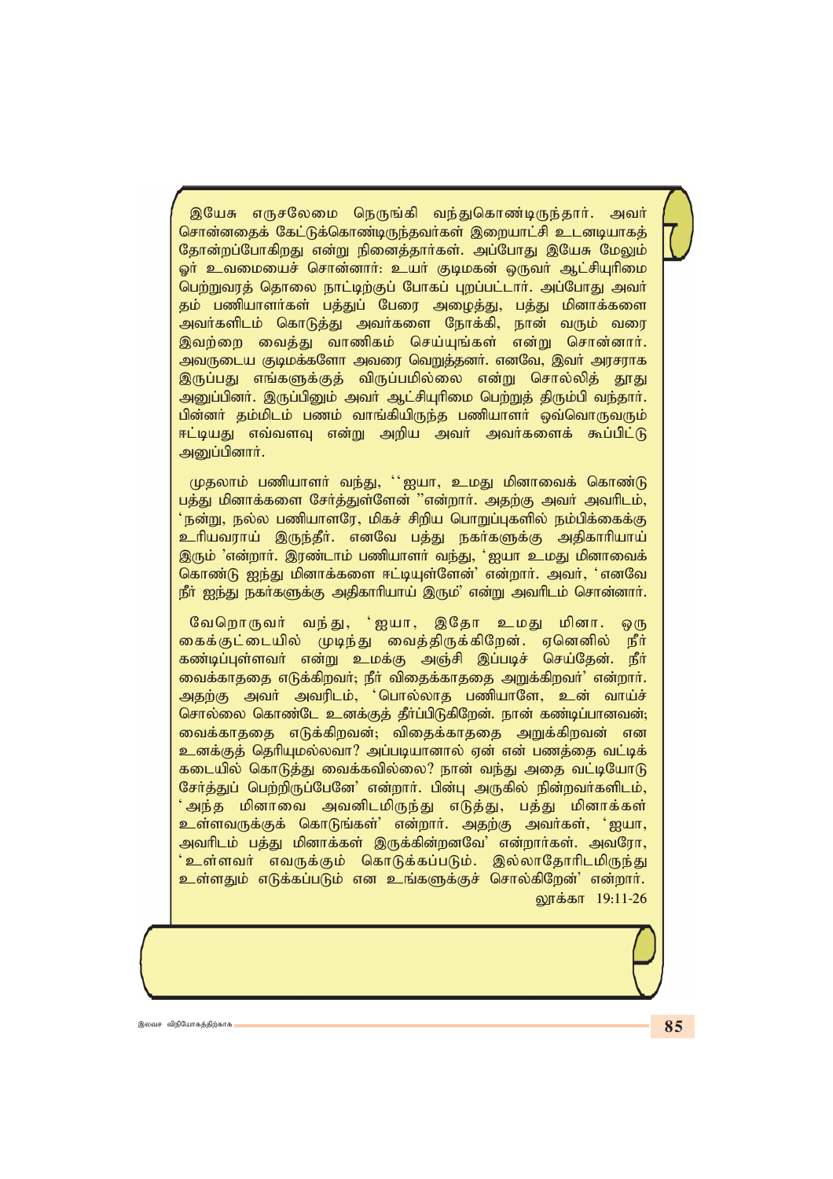இயேசு எருசலேமை நெருங்கி வந்துகொண்டிருந்தார். அவர் சொன்னதைக் கேட்டுக்கொண்டிருந்தவர்கள் இறையாட்சி உடனடியாகத் தோன்றப்போகிறது என்று நினைத்தார்கள். அப்போது இயேசு மேலும் ஓர் உவமையைச் சொன்னார்: உயர் குடிமகன் ஒருவர் ஆட்சியுரிமை பெற்றுவரத் தொலை நாட்டிற்குப் போகப் புறப்பட்டார். அப்போது அவர் தம் பணியாளர்கள் பத்துப் பேரை அழைத்து, பத்து மினாக்களை அவர்களிடம் கொடுத்து அவர்களை நோக்கி, நான் வரும் வரை இவற்றை வைத்து வாணிகம் செய்யுங்கள் என்று சொன்னார். அவருடைய குடிமக்களோ அவரை வெறுத்தனர். எனவே, இவர் அரசராக இருப்பது எங்களுக்குத் விருப்பமில்லை என்று சொல்லித் தூது அனுப்பினர். இருப்பினும் அவர் ஆட்சியுரிமை பெற்றுத் திரும்பி வந்தார். பின்னர் தம்மிடம் பணம் வாங்கியிருந்த பணியாளர் ஒவ்வொருவரும் ஈட்டியது எவ்வளவு என்று அறிய அவர் அவர்களைக் கூப்பிட்டு அனுப்பினார்.

முதலாம் பணியாளர் வந்து, ''ஐயா, உமது மினாவைக் கொண்டு பத்து மினாக்களை சேர்த்துள்ளேன் ''என்றார். அதற்கு அவர் அவரிடம், 'நன்று, நல்ல பணியாளரே, மிகச் சிறிய பொறுப்புகளில் நம்பிக்கைக்கு உரியவராய் இருந்தீர். எனவே பத்து நகர்களுக்கு அதிகாரியாய் இரும் 'என்றார். இரண்டாம் பணியாளர் வந்து, 'ஐயா உமது மினாவைக் கொண்டு ஐந்து மினாக்களை ஈட்டியுள்ளேன்' என்றார். அவர், 'எனவே நீர் ஐந்து நகர்களுக்கு அதிகாரியாய் இரும்' என்று அவரிடம் சொன்னார்.

வேறொருவர் வந்து, 'ஐயா, இதோ உமது மினா. ஒரு கைக்குட்டையில் முடிந்து வைத்திருக்கிறேன். ஏனெனில் நீர் கண்டிப்புள்ளவர் என்று உமக்கு அஞ்சி இப்படிச் செய்தேன். நீர் வைக்காததை எடுக்கிறவர்; நீர் விதைக்காததை அறுக்கிறவர்' என்றார். அதற்கு அவர் அவரிடம், 'பொல்லாத பணியாளே, உன் வாய்ச் சொல்லை கொண்டே உனக்குத் தீர்ப்பிடுகிறேன். நான் கண்டிப்பானவன்; வைக்காததை எடுக்கிறவன்; விதைக்காததை அறுக்கிறவன் என உனக்குத் தெரியுமல்லவா? அப்படியானால் ஏன் என் பணத்தை வட்டிக் கடையில் கொடுத்து வைக்கவில்லை? நான் வந்து அதை வட்டியோடு சேர்த்துப் பெற்றிருப்பேனே' என்றார். பின்பு அருகில் நின்றவர்களிடம், 'அந்த மினாவை அவனிடமிருந்து எடுத்து, பத்து மினாக்கள் உள்ளவருக்குக் கொடுங்கள்' என்றார். அதற்கு அவர்கள், 'ஐயா, அவரிடம் பத்து மினாக்கள் இருக்கின்றனவே' என்றார்கள். அவரோ, 'உள்ளவர் எவருக்கும் கொடுக்கப்படும். இல்லாதோரிடமிருந்து உள்ளதும் எடுக்கப்படும் என உங்களுக்குச் சொல்கிறேன்' என்றார்.

லூக்கா 19:11-26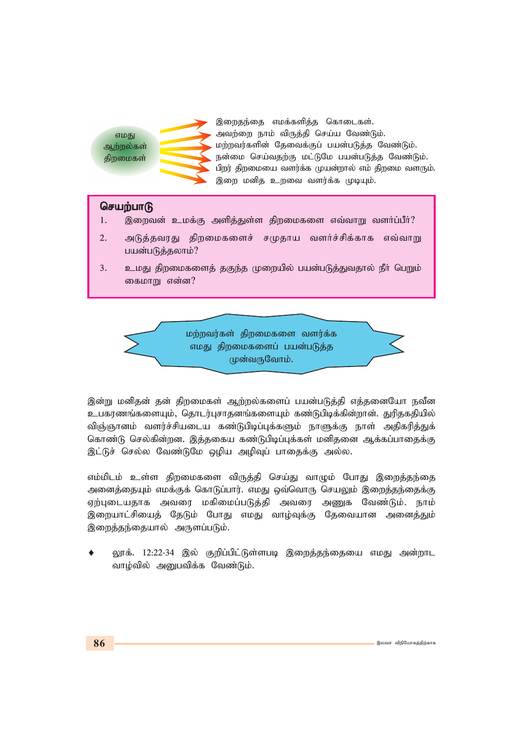எமது ஆற்றல்கள் திறமைகள்

- இறைதந்தை எமக்களித்த கொடைகள்.
- அவற்றை நாம் விருத்தி செய்ய வேண்டும்.
- மற்றவர்களின் தேவைக்குப் பயன்படுத்த வேண்டும்.
- நன்மை செய்வதற்கு மட்டுமே பயன்படுத்த வேண்டும்.
- பிறர் திறமையை வளர்க்க முயன்றால் எம் திறமை வளரும்.
- இறை மனித உறவை வளர்க்க முடியும்.

## செயற்பாடு

1. இறைவன் உமக்கு அளித்துள்ள திறமைகளை எவ்வாறு வளர்ப்பீர்?
2. அடுத்தவரது திறமைகளைச் சமுதாய வளர்ச்சிக்காக எவ்வாறு பயன்படுத்தலாம்?
3. உமது திறமைகளைத் தகுந்த முறையில் பயன்படுத்துவதால் நீர் பெறும் கைமாறு என்ன?

**மற்றவர்கள் திறமைகளை வளர்க்க எமது திறமைகளைப் பயன்படுத்த முன்வருவோம்.**

இன்று மனிதன் தன் திறமைகள் ஆற்றல்களைப் பயன்படுத்தி எத்தனையோ நவீன உபகரணங்களையும், தொடர்புசாதனங்களையும் கண்டுபிடிக்கின்றான். துரிதகதியில் விஞ்ஞானம் வளர்ச்சியடைய கண்டுபிடிப்புக்களும் நாளுக்கு நாள் அதிகரித்துக் கொண்டு செல்கின்றன. இத்தகைய கண்டுபிடிப்புக்கள் மனிதனை ஆக்கப்பாதைக்கு இட்டுச் செல்ல வேண்டுமே ஒழிய அழிவுப் பாதைக்கு அல்ல.

எம்மிடம் உள்ள திறமைகளை விருத்தி செய்து வாழும் போது இறைத்தந்தை அனைத்தையும் எமக்குக் கொடுப்பார். எமது ஒவ்வொரு செயலும் இறைத்தந்தைக்கு ஏற்புடையதாக அவரை மகிமைப்படுத்தி அவரை அணுக வேண்டும். நாம் இறையாட்சியைத் தேடும் போது எமது வாழ்வுக்கு தேவையான அனைத்தும் இறைத்தந்தையால் அருளப்படும்.

- லூக். 12:22-34 இல் குறிப்பிட்டுள்ளபடி இறைத்தந்தையை எமது அன்றாட வாழ்வில் அனுபவிக்க வேண்டும்.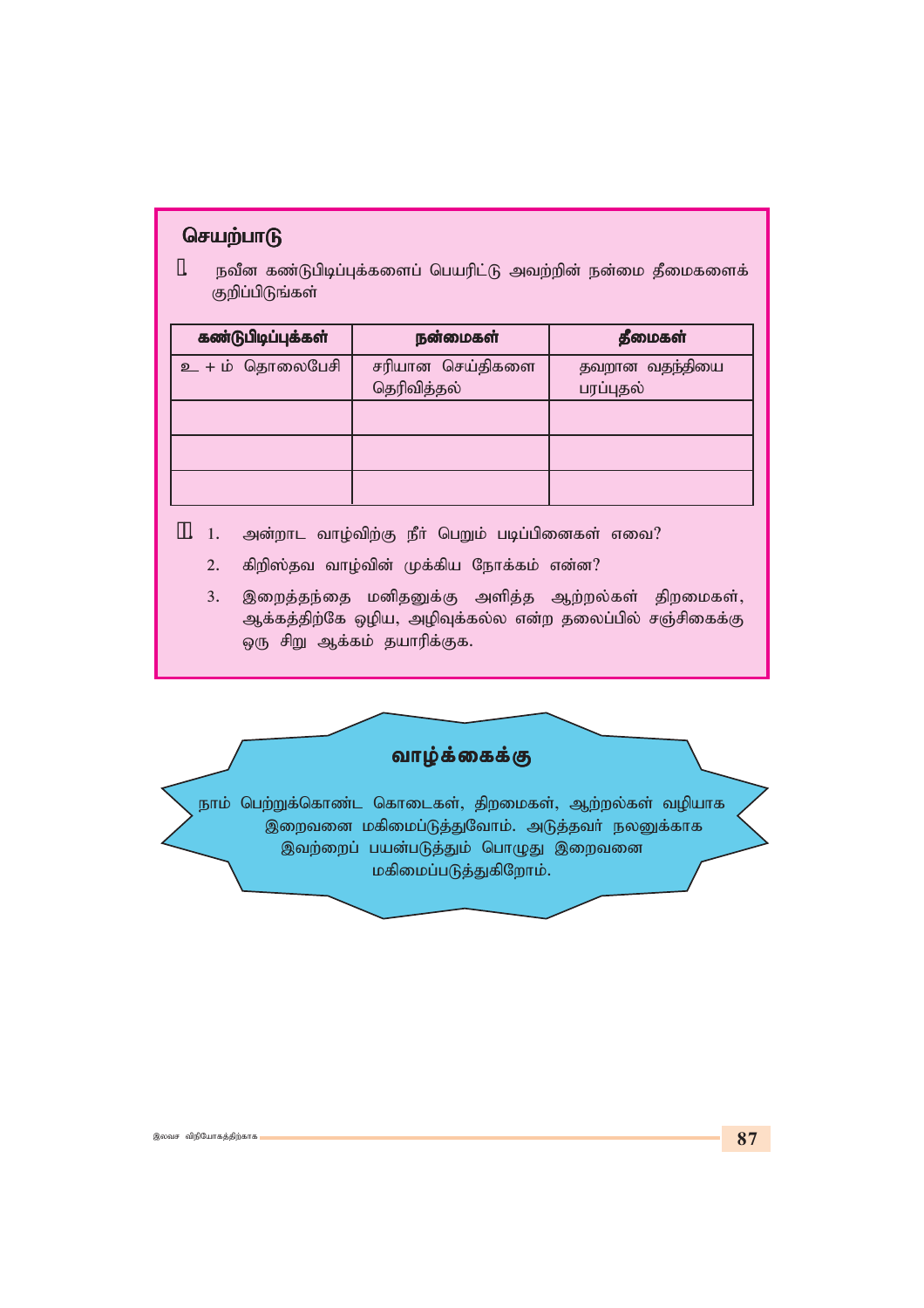## செயற்பாடு

I. நவீன கண்டுபிடிப்புக்களைப் பெயரிட்டு அவற்றின் நன்மை தீமைகளைக் குறிப்பிடுங்கள்

| கண்டுபிடிப்புக்கள் | நன்மைகள் | தீமைகள் |
|---|---|---|
| உ + ம் தொலைபேசி | சரியான செய்திகளை தெரிவித்தல் | தவறான வதந்தியை பரப்புதல் |
| | | |
| | | |
| | | |

II. 1. அன்றாட வாழ்விற்கு நீர் பெறும் படிப்பினைகள் எவை?

2. கிறிஸ்தவ வாழ்வின் முக்கிய நோக்கம் என்ன?

3. இறைத்தந்தை மனிதனுக்கு அளித்த ஆற்றல்கள் திறமைகள், ஆக்கத்திற்கே ஒழிய, அழிவுக்கல்ல என்ற தலைப்பில் சஞ்சிகைக்கு ஒரு சிறு ஆக்கம் தயாரிக்குக.

### வாழ்க்கைக்கு

நாம் பெற்றுக்கொண்ட கொடைகள், திறமைகள், ஆற்றல்கள் வழியாக இறைவனை மகிமைப்படுத்துவோம். அடுத்தவர் நலனுக்காக இவற்றைப் பயன்படுத்தும் பொழுது இறைவனை மகிமைப்படுத்துகிறோம்.